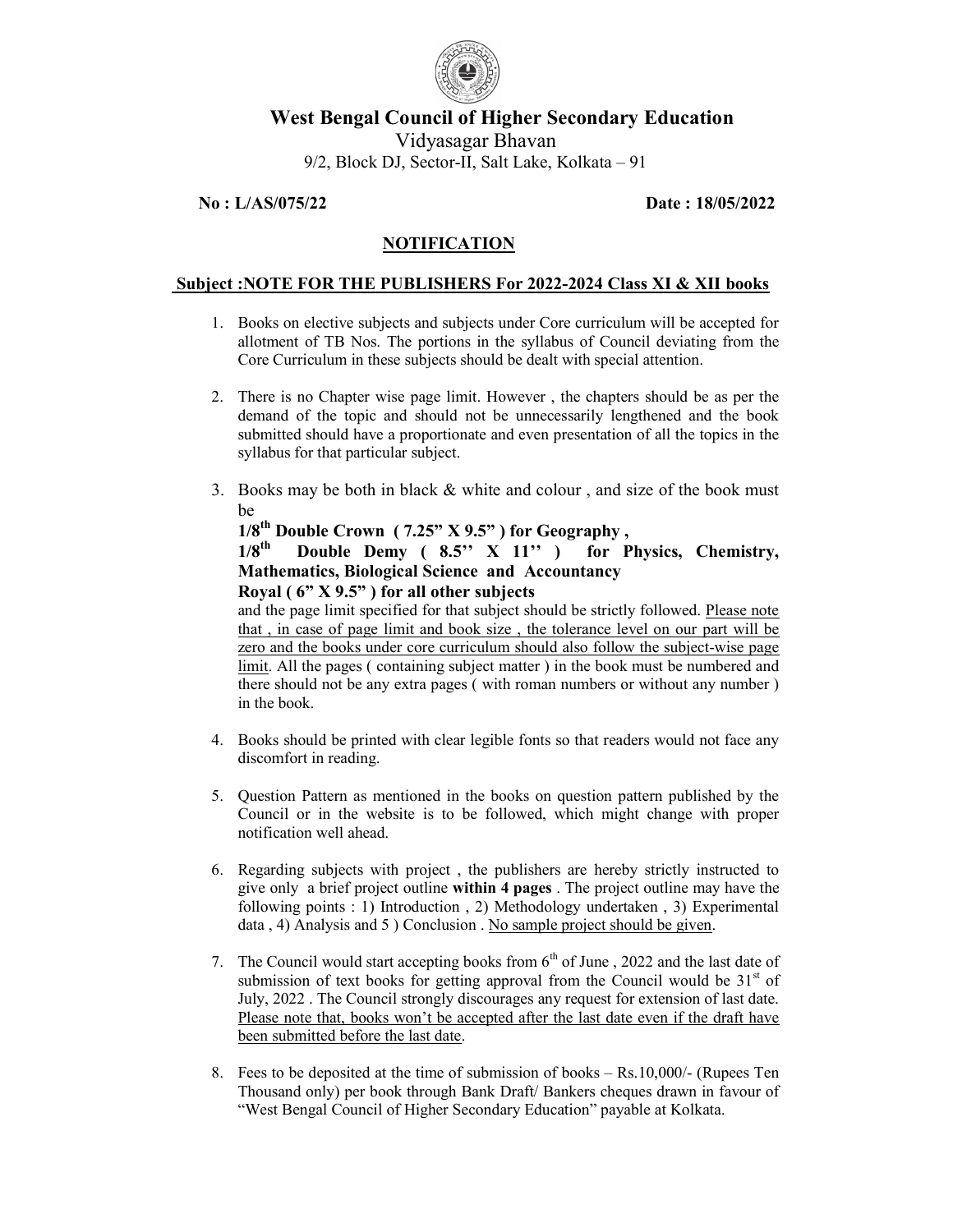# West Bengal Council of Higher Secondary Education

Vidyasagar Bhavan

9/2, Block DJ, Sector-II, Salt Lake, Kolkata – 91

**No : L/AS/075/22** **Date : 18/05/2022**

## NOTIFICATION

**Subject :NOTE FOR THE PUBLISHERS For 2022-2024 Class XI & XII books**

1. Books on elective subjects and subjects under Core curriculum will be accepted for allotment of TB Nos. The portions in the syllabus of Council deviating from the Core Curriculum in these subjects should be dealt with special attention.

2. There is no Chapter wise page limit. However , the chapters should be as per the demand of the topic and should not be unnecessarily lengthened and the book submitted should have a proportionate and even presentation of all the topics in the syllabus for that particular subject.

3. Books may be both in black & white and colour , and size of the book must be
   **1/8th Double Crown ( 7.25" X 9.5" ) for Geography ,**
   **1/8th Double Demy ( 8.5'' X 11'' ) for Physics, Chemistry, Mathematics, Biological Science and Accountancy**
   **Royal ( 6" X 9.5" ) for all other subjects**
   and the page limit specified for that subject should be strictly followed. Please note that , in case of page limit and book size , the tolerance level on our part will be zero and the books under core curriculum should also follow the subject-wise page limit. All the pages ( containing subject matter ) in the book must be numbered and there should not be any extra pages ( with roman numbers or without any number ) in the book.

4. Books should be printed with clear legible fonts so that readers would not face any discomfort in reading.

5. Question Pattern as mentioned in the books on question pattern published by the Council or in the website is to be followed, which might change with proper notification well ahead.

6. Regarding subjects with project , the publishers are hereby strictly instructed to give only a brief project outline **within 4 pages** . The project outline may have the following points : 1) Introduction , 2) Methodology undertaken , 3) Experimental data , 4) Analysis and 5 ) Conclusion . No sample project should be given.

7. The Council would start accepting books from 6th of June , 2022 and the last date of submission of text books for getting approval from the Council would be 31st of July, 2022 . The Council strongly discourages any request for extension of last date. Please note that, books won't be accepted after the last date even if the draft have been submitted before the last date.

8. Fees to be deposited at the time of submission of books – Rs.10,000/- (Rupees Ten Thousand only) per book through Bank Draft/ Bankers cheques drawn in favour of "West Bengal Council of Higher Secondary Education" payable at Kolkata.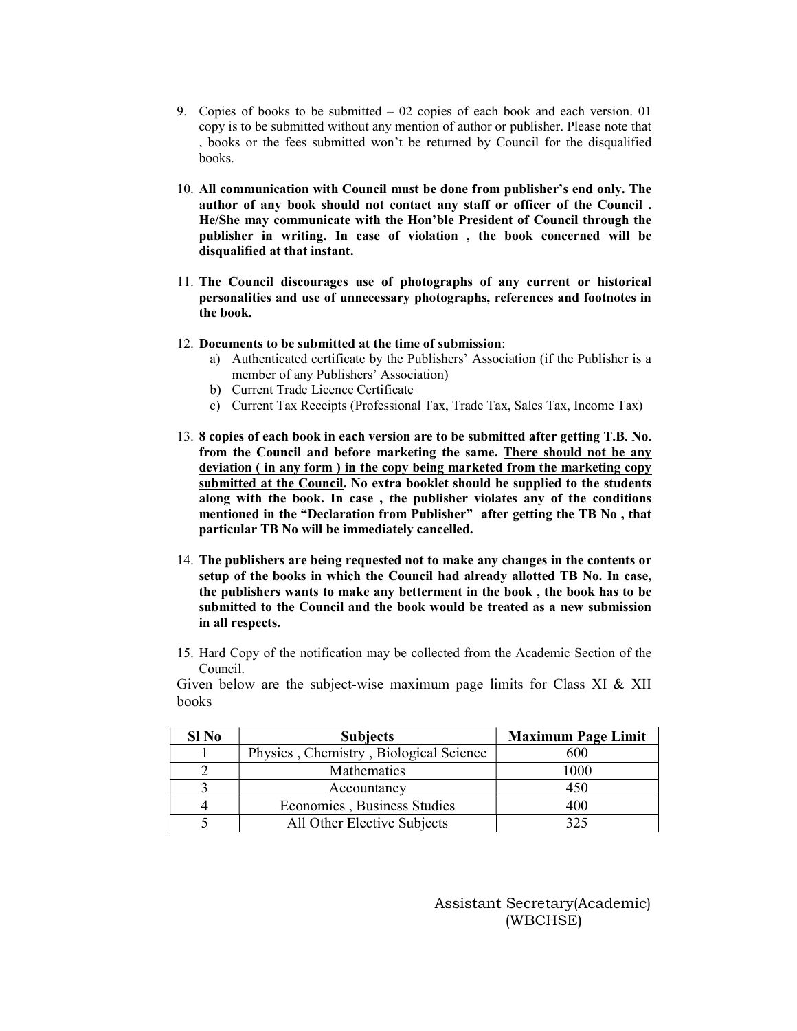9. Copies of books to be submitted – 02 copies of each book and each version. 01 copy is to be submitted without any mention of author or publisher. <u>Please note that , books or the fees submitted won't be returned by Council for the disqualified books.</u>

10. **All communication with Council must be done from publisher's end only. The author of any book should not contact any staff or officer of the Council . He/She may communicate with the Hon'ble President of Council through the publisher in writing. In case of violation , the book concerned will be disqualified at that instant.**

11. **The Council discourages use of photographs of any current or historical personalities and use of unnecessary photographs, references and footnotes in the book.**

12. **Documents to be submitted at the time of submission**:
    a) Authenticated certificate by the Publishers' Association (if the Publisher is a member of any Publishers' Association)
    b) Current Trade Licence Certificate
    c) Current Tax Receipts (Professional Tax, Trade Tax, Sales Tax, Income Tax)

13. **8 copies of each book in each version are to be submitted after getting T.B. No. from the Council and before marketing the same. <u>There should not be any deviation ( in any form ) in the copy being marketed from the marketing copy submitted at the Council</u>. No extra booklet should be supplied to the students along with the book. In case , the publisher violates any of the conditions mentioned in the "Declaration from Publisher" after getting the TB No , that particular TB No will be immediately cancelled.**

14. **The publishers are being requested not to make any changes in the contents or setup of the books in which the Council had already allotted TB No. In case, the publishers wants to make any betterment in the book , the book has to be submitted to the Council and the book would be treated as a new submission in all respects.**

15. Hard Copy of the notification may be collected from the Academic Section of the Council.

Given below are the subject-wise maximum page limits for Class XI & XII books

| Sl No | Subjects | Maximum Page Limit |
|---|---|---|
| 1 | Physics , Chemistry , Biological Science | 600 |
| 2 | Mathematics | 1000 |
| 3 | Accountancy | 450 |
| 4 | Economics , Business Studies | 400 |
| 5 | All Other Elective Subjects | 325 |

Assistant Secretary(Academic)
(WBCHSE)